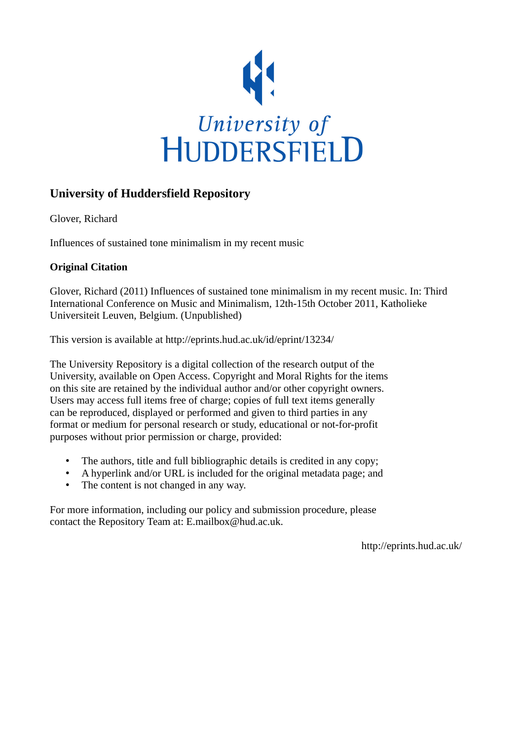University of HUDDERSFIELD

## University of Huddersfield Repository

Glover, Richard

Influences of sustained tone minimalism in my recent music

### Original Citation

Glover, Richard (2011) Influences of sustained tone minimalism in my recent music. In: Third International Conference on Music and Minimalism, 12th-15th October 2011, Katholieke Universiteit Leuven, Belgium. (Unpublished)

This version is available at http://eprints.hud.ac.uk/id/eprint/13234/

The University Repository is a digital collection of the research output of the University, available on Open Access. Copyright and Moral Rights for the items on this site are retained by the individual author and/or other copyright owners. Users may access full items free of charge; copies of full text items generally can be reproduced, displayed or performed and given to third parties in any format or medium for personal research or study, educational or not-for-profit purposes without prior permission or charge, provided:

- The authors, title and full bibliographic details is credited in any copy;
- A hyperlink and/or URL is included for the original metadata page; and
- The content is not changed in any way.

For more information, including our policy and submission procedure, please contact the Repository Team at: E.mailbox@hud.ac.uk.

http://eprints.hud.ac.uk/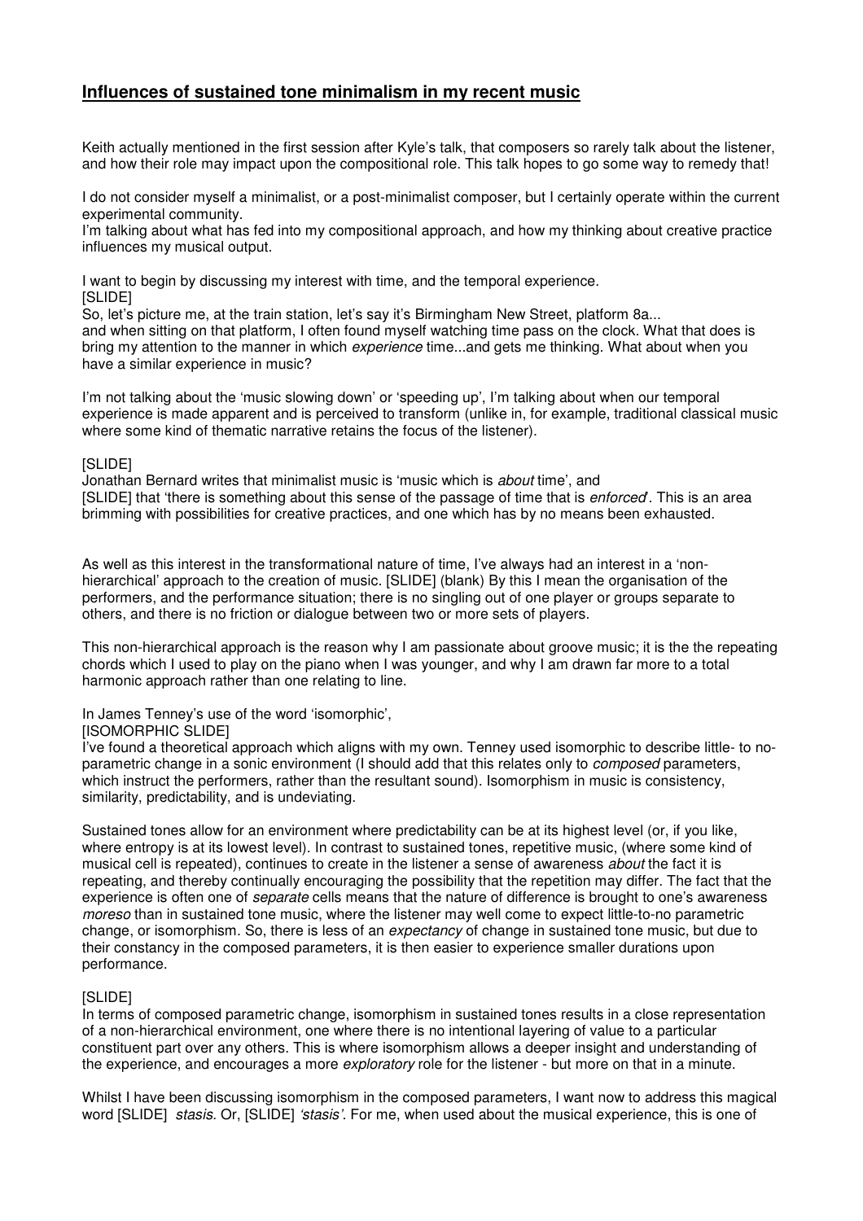## **Influences of sustained tone minimalism in my recent music**

Keith actually mentioned in the first session after Kyle's talk, that composers so rarely talk about the listener, and how their role may impact upon the compositional role. This talk hopes to go some way to remedy that!

I do not consider myself a minimalist, or a post-minimalist composer, but I certainly operate within the current experimental community.
I'm talking about what has fed into my compositional approach, and how my thinking about creative practice influences my musical output.

I want to begin by discussing my interest with time, and the temporal experience.
[SLIDE]
So, let's picture me, at the train station, let's say it's Birmingham New Street, platform 8a...
and when sitting on that platform, I often found myself watching time pass on the clock. What that does is bring my attention to the manner in which *experience* time...and gets me thinking. What about when you have a similar experience in music?

I'm not talking about the 'music slowing down' or 'speeding up', I'm talking about when our temporal experience is made apparent and is perceived to transform (unlike in, for example, traditional classical music where some kind of thematic narrative retains the focus of the listener).

[SLIDE]
Jonathan Bernard writes that minimalist music is 'music which is *about* time', and
[SLIDE] that 'there is something about this sense of the passage of time that is *enforced*'. This is an area brimming with possibilities for creative practices, and one which has by no means been exhausted.

As well as this interest in the transformational nature of time, I've always had an interest in a 'non-hierarchical' approach to the creation of music. [SLIDE] (blank) By this I mean the organisation of the performers, and the performance situation; there is no singling out of one player or groups separate to others, and there is no friction or dialogue between two or more sets of players.

This non-hierarchical approach is the reason why I am passionate about groove music; it is the the repeating chords which I used to play on the piano when I was younger, and why I am drawn far more to a total harmonic approach rather than one relating to line.

In James Tenney's use of the word 'isomorphic',
[ISOMORPHIC SLIDE]
I've found a theoretical approach which aligns with my own. Tenney used isomorphic to describe little- to no-parametric change in a sonic environment (I should add that this relates only to *composed* parameters, which instruct the performers, rather than the resultant sound). Isomorphism in music is consistency, similarity, predictability, and is undeviating.

Sustained tones allow for an environment where predictability can be at its highest level (or, if you like, where entropy is at its lowest level). In contrast to sustained tones, repetitive music, (where some kind of musical cell is repeated), continues to create in the listener a sense of awareness *about* the fact it is repeating, and thereby continually encouraging the possibility that the repetition may differ. The fact that the experience is often one of *separate* cells means that the nature of difference is brought to one's awareness *moreso* than in sustained tone music, where the listener may well come to expect little-to-no parametric change, or isomorphism. So, there is less of an *expectancy* of change in sustained tone music, but due to their constancy in the composed parameters, it is then easier to experience smaller durations upon performance.

[SLIDE]
In terms of composed parametric change, isomorphism in sustained tones results in a close representation of a non-hierarchical environment, one where there is no intentional layering of value to a particular constituent part over any others. This is where isomorphism allows a deeper insight and understanding of the experience, and encourages a more *exploratory* role for the listener - but more on that in a minute.

Whilst I have been discussing isomorphism in the composed parameters, I want now to address this magical word [SLIDE] *stasis*. Or, [SLIDE] *'stasis'*. For me, when used about the musical experience, this is one of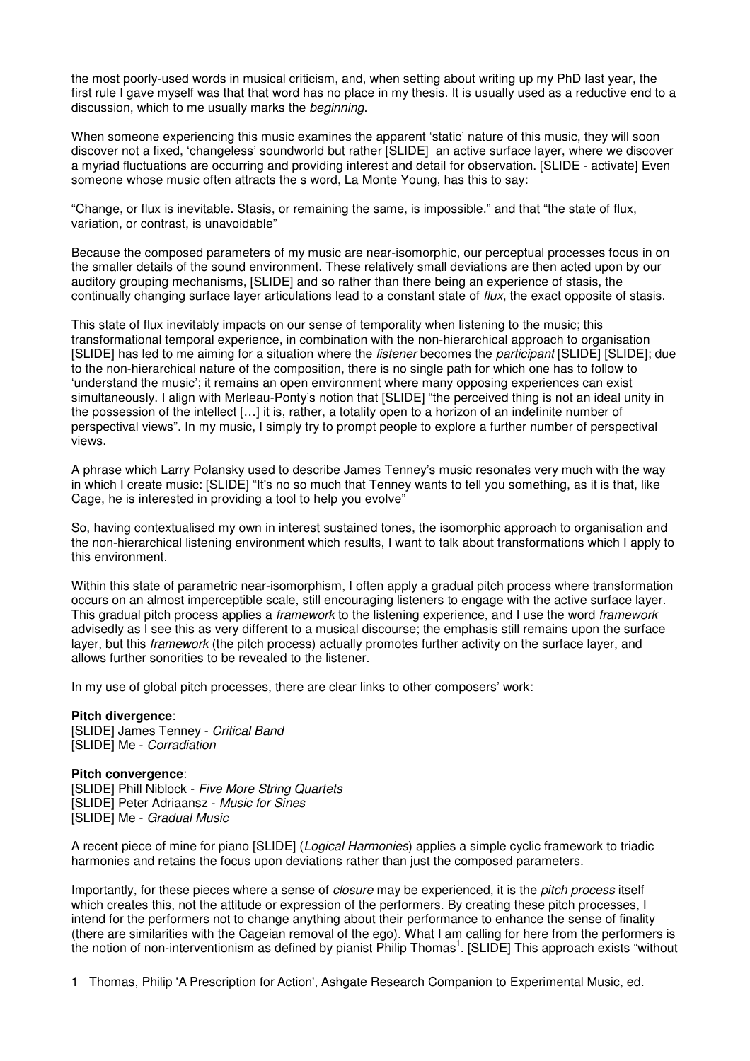the most poorly-used words in musical criticism, and, when setting about writing up my PhD last year, the first rule I gave myself was that that word has no place in my thesis. It is usually used as a reductive end to a discussion, which to me usually marks the *beginning*.

When someone experiencing this music examines the apparent 'static' nature of this music, they will soon discover not a fixed, 'changeless' soundworld but rather [SLIDE] an active surface layer, where we discover a myriad fluctuations are occurring and providing interest and detail for observation. [SLIDE - activate] Even someone whose music often attracts the s word, La Monte Young, has this to say:

"Change, or flux is inevitable. Stasis, or remaining the same, is impossible." and that "the state of flux, variation, or contrast, is unavoidable"

Because the composed parameters of my music are near-isomorphic, our perceptual processes focus in on the smaller details of the sound environment. These relatively small deviations are then acted upon by our auditory grouping mechanisms, [SLIDE] and so rather than there being an experience of stasis, the continually changing surface layer articulations lead to a constant state of *flux*, the exact opposite of stasis.

This state of flux inevitably impacts on our sense of temporality when listening to the music; this transformational temporal experience, in combination with the non-hierarchical approach to organisation [SLIDE] has led to me aiming for a situation where the *listener* becomes the *participant* [SLIDE] [SLIDE]; due to the non-hierarchical nature of the composition, there is no single path for which one has to follow to 'understand the music'; it remains an open environment where many opposing experiences can exist simultaneously. I align with Merleau-Ponty's notion that [SLIDE] "the perceived thing is not an ideal unity in the possession of the intellect […] it is, rather, a totality open to a horizon of an indefinite number of perspectival views". In my music, I simply try to prompt people to explore a further number of perspectival views.

A phrase which Larry Polansky used to describe James Tenney's music resonates very much with the way in which I create music: [SLIDE] "It's no so much that Tenney wants to tell you something, as it is that, like Cage, he is interested in providing a tool to help you evolve"

So, having contextualised my own in interest sustained tones, the isomorphic approach to organisation and the non-hierarchical listening environment which results, I want to talk about transformations which I apply to this environment.

Within this state of parametric near-isomorphism, I often apply a gradual pitch process where transformation occurs on an almost imperceptible scale, still encouraging listeners to engage with the active surface layer. This gradual pitch process applies a *framework* to the listening experience, and I use the word *framework* advisedly as I see this as very different to a musical discourse; the emphasis still remains upon the surface layer, but this *framework* (the pitch process) actually promotes further activity on the surface layer, and allows further sonorities to be revealed to the listener.

In my use of global pitch processes, there are clear links to other composers' work:

**Pitch divergence**:
[SLIDE] James Tenney - *Critical Band*
[SLIDE] Me - *Corradiation*

**Pitch convergence**:
[SLIDE] Phill Niblock - *Five More String Quartets*
[SLIDE] Peter Adriaansz - *Music for Sines*
[SLIDE] Me - *Gradual Music*

A recent piece of mine for piano [SLIDE] (*Logical Harmonies*) applies a simple cyclic framework to triadic harmonies and retains the focus upon deviations rather than just the composed parameters.

Importantly, for these pieces where a sense of *closure* may be experienced, it is the *pitch process* itself which creates this, not the attitude or expression of the performers. By creating these pitch processes, I intend for the performers not to change anything about their performance to enhance the sense of finality (there are similarities with the Cageian removal of the ego). What I am calling for here from the performers is the notion of non-interventionism as defined by pianist Philip Thomas[1]. [SLIDE] This approach exists "without

1 Thomas, Philip 'A Prescription for Action', Ashgate Research Companion to Experimental Music, ed.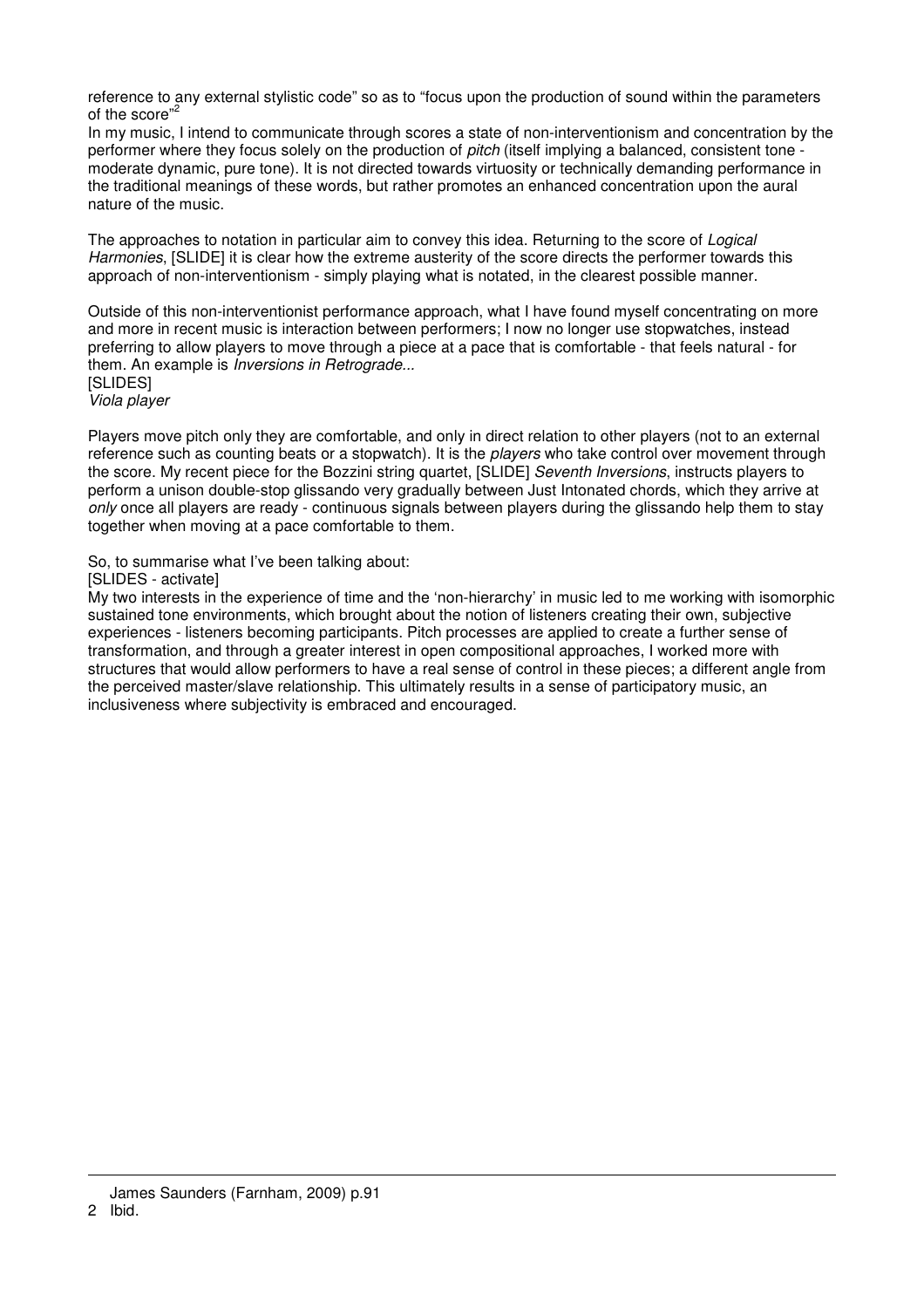reference to any external stylistic code" so as to "focus upon the production of sound within the parameters of the score"[2]

In my music, I intend to communicate through scores a state of non-interventionism and concentration by the performer where they focus solely on the production of *pitch* (itself implying a balanced, consistent tone - moderate dynamic, pure tone). It is not directed towards virtuosity or technically demanding performance in the traditional meanings of these words, but rather promotes an enhanced concentration upon the aural nature of the music.

The approaches to notation in particular aim to convey this idea. Returning to the score of *Logical Harmonies*, [SLIDE] it is clear how the extreme austerity of the score directs the performer towards this approach of non-interventionism - simply playing what is notated, in the clearest possible manner.

Outside of this non-interventionist performance approach, what I have found myself concentrating on more and more in recent music is interaction between performers; I now no longer use stopwatches, instead preferring to allow players to move through a piece at a pace that is comfortable - that feels natural - for them. An example is *Inversions in Retrograde...*
[SLIDES]
*Viola player*

Players move pitch only they are comfortable, and only in direct relation to other players (not to an external reference such as counting beats or a stopwatch). It is the *players* who take control over movement through the score. My recent piece for the Bozzini string quartet, [SLIDE] *Seventh Inversions*, instructs players to perform a unison double-stop glissando very gradually between Just Intonated chords, which they arrive at *only* once all players are ready - continuous signals between players during the glissando help them to stay together when moving at a pace comfortable to them.

So, to summarise what I've been talking about:
[SLIDES - activate]
My two interests in the experience of time and the 'non-hierarchy' in music led to me working with isomorphic sustained tone environments, which brought about the notion of listeners creating their own, subjective experiences - listeners becoming participants. Pitch processes are applied to create a further sense of transformation, and through a greater interest in open compositional approaches, I worked more with structures that would allow performers to have a real sense of control in these pieces; a different angle from the perceived master/slave relationship. This ultimately results in a sense of participatory music, an inclusiveness where subjectivity is embraced and encouraged.

---

James Saunders (Farnham, 2009) p.91

2 Ibid.